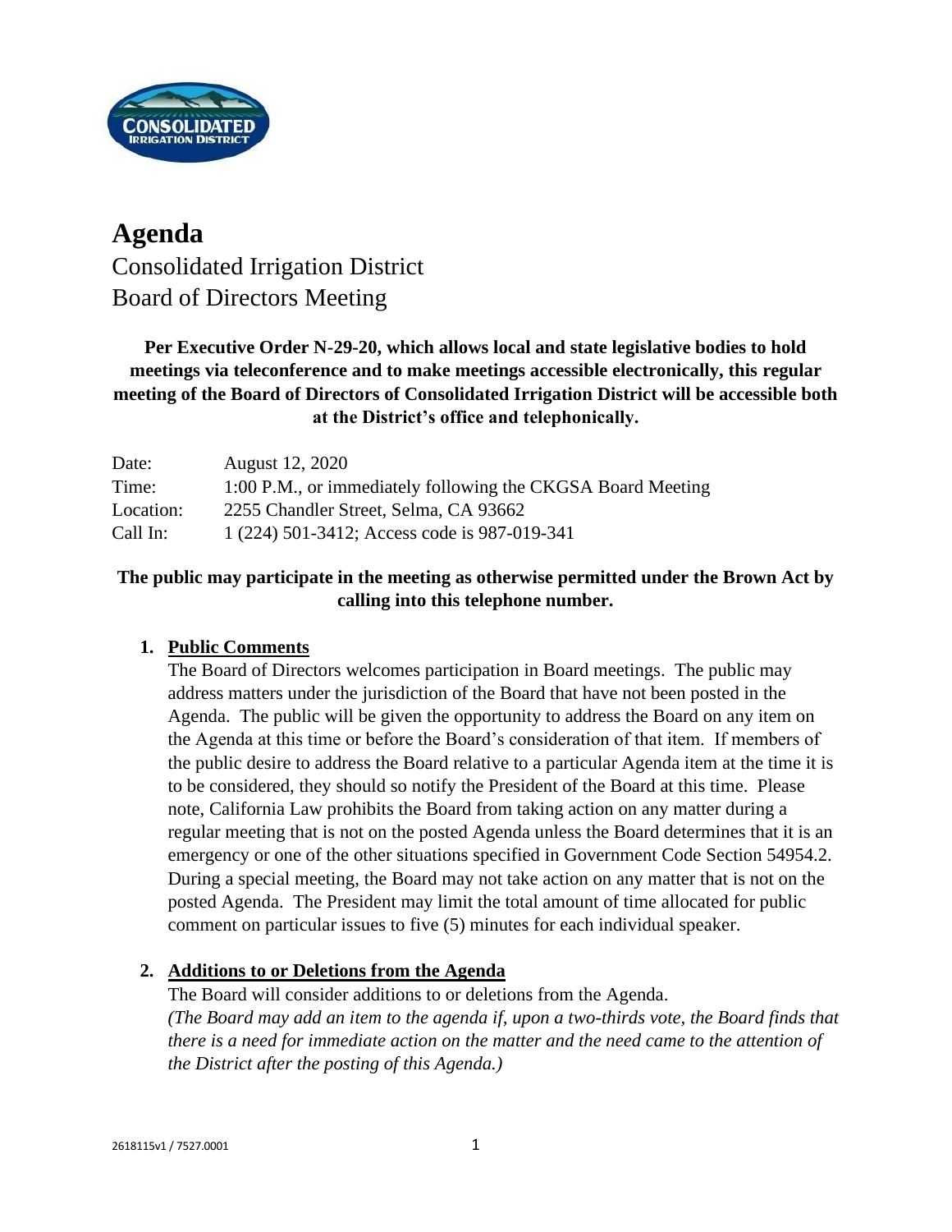# Agenda

Consolidated Irrigation District
Board of Directors Meeting

**Per Executive Order N-29-20, which allows local and state legislative bodies to hold meetings via teleconference and to make meetings accessible electronically, this regular meeting of the Board of Directors of Consolidated Irrigation District will be accessible both at the District's office and telephonically.**

| | |
|---|---|
| Date: | August 12, 2020 |
| Time: | 1:00 P.M., or immediately following the CKGSA Board Meeting |
| Location: | 2255 Chandler Street, Selma, CA 93662 |
| Call In: | 1 (224) 501-3412; Access code is 987-019-341 |

**The public may participate in the meeting as otherwise permitted under the Brown Act by calling into this telephone number.**

1. **Public Comments**

   The Board of Directors welcomes participation in Board meetings. The public may address matters under the jurisdiction of the Board that have not been posted in the Agenda. The public will be given the opportunity to address the Board on any item on the Agenda at this time or before the Board's consideration of that item. If members of the public desire to address the Board relative to a particular Agenda item at the time it is to be considered, they should so notify the President of the Board at this time. Please note, California Law prohibits the Board from taking action on any matter during a regular meeting that is not on the posted Agenda unless the Board determines that it is an emergency or one of the other situations specified in Government Code Section 54954.2. During a special meeting, the Board may not take action on any matter that is not on the posted Agenda. The President may limit the total amount of time allocated for public comment on particular issues to five (5) minutes for each individual speaker.

2. **Additions to or Deletions from the Agenda**

   The Board will consider additions to or deletions from the Agenda.
   *(The Board may add an item to the agenda if, upon a two-thirds vote, the Board finds that there is a need for immediate action on the matter and the need came to the attention of the District after the posting of this Agenda.)*

2618115v1 / 7527.0001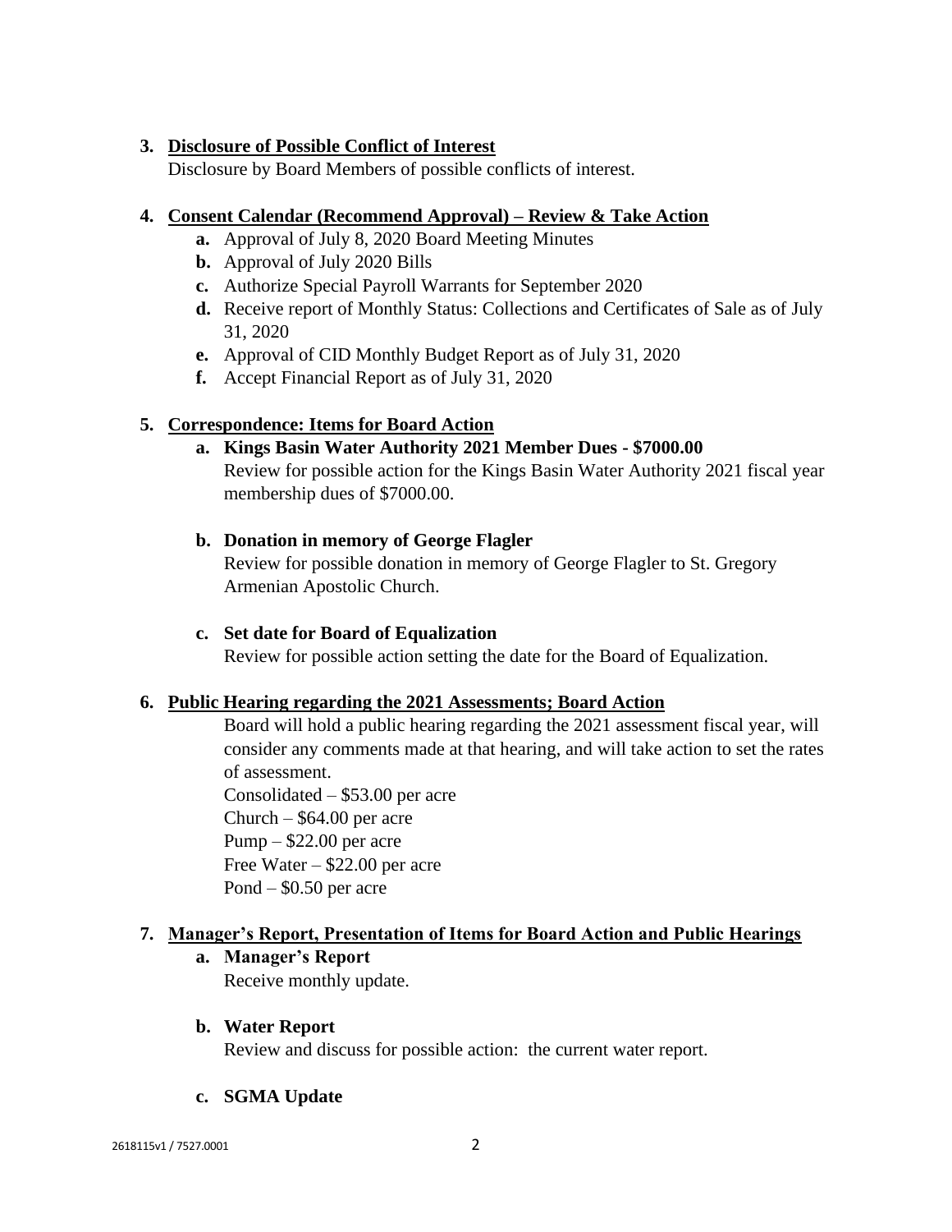3. **Disclosure of Possible Conflict of Interest**
   Disclosure by Board Members of possible conflicts of interest.

4. **Consent Calendar (Recommend Approval) – Review & Take Action**
   - **a.** Approval of July 8, 2020 Board Meeting Minutes
   - **b.** Approval of July 2020 Bills
   - **c.** Authorize Special Payroll Warrants for September 2020
   - **d.** Receive report of Monthly Status: Collections and Certificates of Sale as of July 31, 2020
   - **e.** Approval of CID Monthly Budget Report as of July 31, 2020
   - **f.** Accept Financial Report as of July 31, 2020

5. **Correspondence: Items for Board Action**
   - **a. Kings Basin Water Authority 2021 Member Dues - $7000.00**
     Review for possible action for the Kings Basin Water Authority 2021 fiscal year membership dues of $7000.00.
   - **b. Donation in memory of George Flagler**
     Review for possible donation in memory of George Flagler to St. Gregory Armenian Apostolic Church.
   - **c. Set date for Board of Equalization**
     Review for possible action setting the date for the Board of Equalization.

6. **Public Hearing regarding the 2021 Assessments; Board Action**
   Board will hold a public hearing regarding the 2021 assessment fiscal year, will consider any comments made at that hearing, and will take action to set the rates of assessment.
   Consolidated – $53.00 per acre
   Church – $64.00 per acre
   Pump – $22.00 per acre
   Free Water – $22.00 per acre
   Pond – $0.50 per acre

7. **Manager's Report, Presentation of Items for Board Action and Public Hearings**
   - **a. Manager's Report**
     Receive monthly update.
   - **b. Water Report**
     Review and discuss for possible action: the current water report.
   - **c. SGMA Update**

2618115v1 / 7527.0001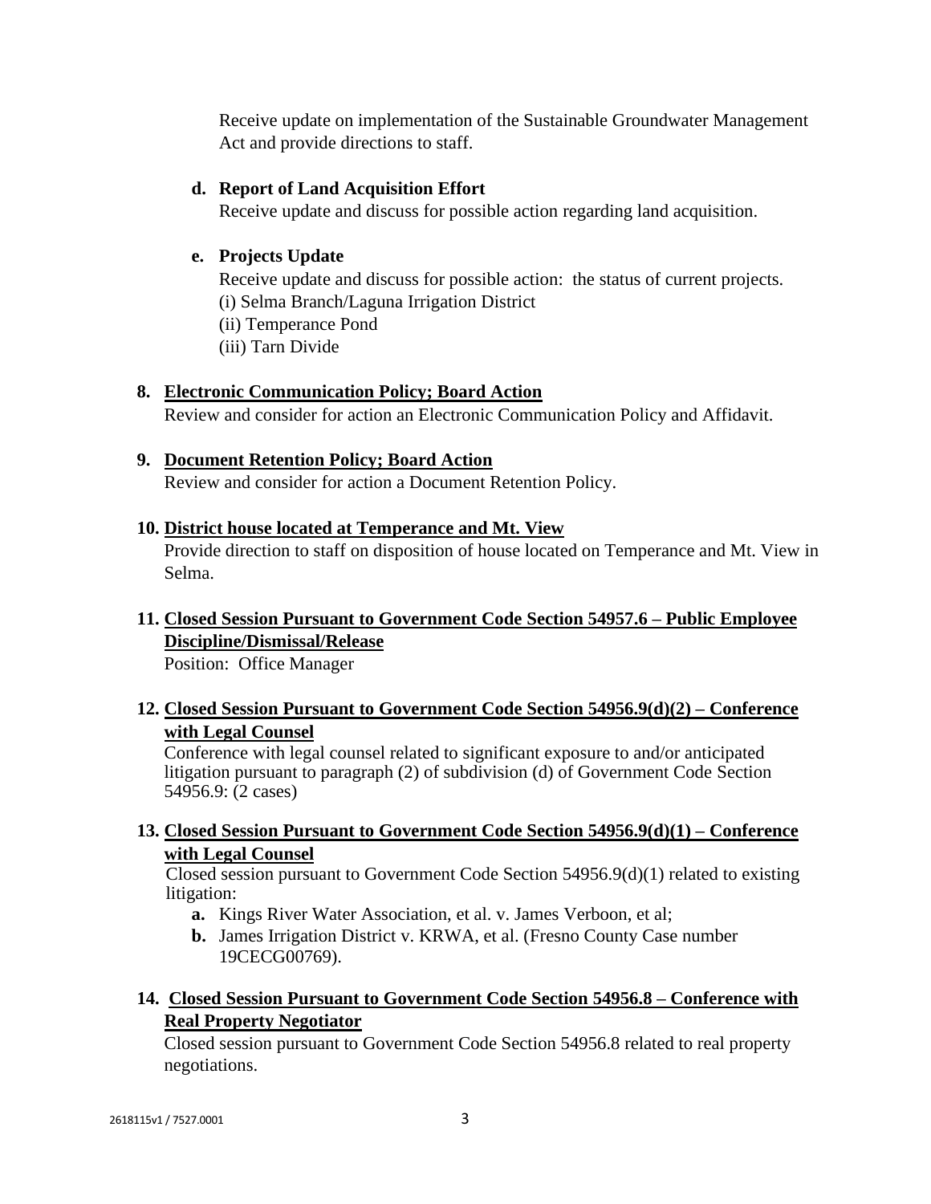Receive update on implementation of the Sustainable Groundwater Management Act and provide directions to staff.

**d. Report of Land Acquisition Effort**

Receive update and discuss for possible action regarding land acquisition.

**e. Projects Update**

Receive update and discuss for possible action: the status of current projects.

(i) Selma Branch/Laguna Irrigation District

(ii) Temperance Pond

(iii) Tarn Divide

**8. Electronic Communication Policy; Board Action**

Review and consider for action an Electronic Communication Policy and Affidavit.

**9. Document Retention Policy; Board Action**

Review and consider for action a Document Retention Policy.

**10. District house located at Temperance and Mt. View**

Provide direction to staff on disposition of house located on Temperance and Mt. View in Selma.

**11. Closed Session Pursuant to Government Code Section 54957.6 – Public Employee Discipline/Dismissal/Release**

Position: Office Manager

**12. Closed Session Pursuant to Government Code Section 54956.9(d)(2) – Conference with Legal Counsel**

Conference with legal counsel related to significant exposure to and/or anticipated litigation pursuant to paragraph (2) of subdivision (d) of Government Code Section 54956.9: (2 cases)

**13. Closed Session Pursuant to Government Code Section 54956.9(d)(1) – Conference with Legal Counsel**

Closed session pursuant to Government Code Section 54956.9(d)(1) related to existing litigation:

- **a.** Kings River Water Association, et al. v. James Verboon, et al;
- **b.** James Irrigation District v. KRWA, et al. (Fresno County Case number 19CECG00769).

**14. Closed Session Pursuant to Government Code Section 54956.8 – Conference with Real Property Negotiator**

Closed session pursuant to Government Code Section 54956.8 related to real property negotiations.

2618115v1 / 7527.0001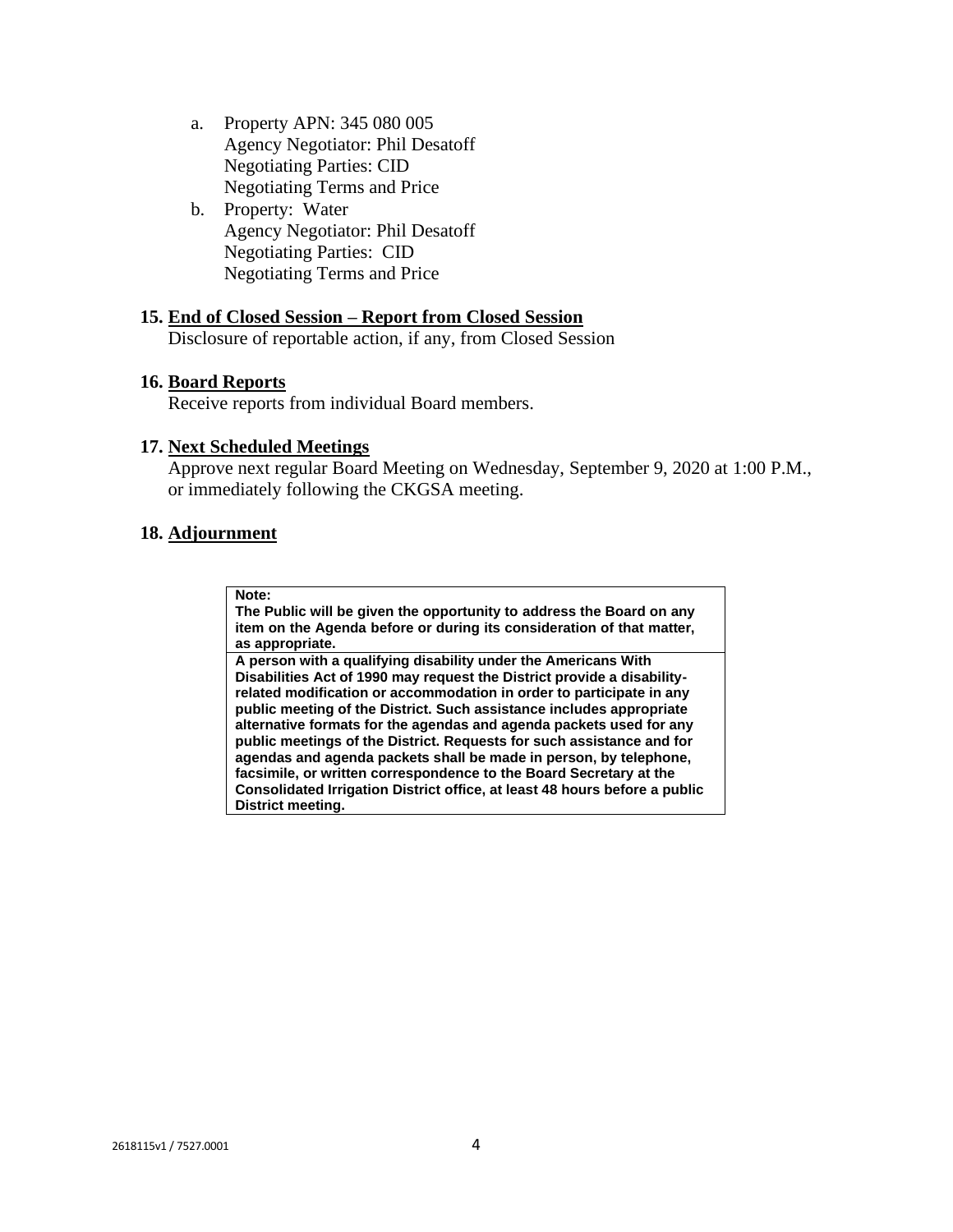a. Property APN: 345 080 005
   Agency Negotiator: Phil Desatoff
   Negotiating Parties: CID
   Negotiating Terms and Price

b. Property: Water
   Agency Negotiator: Phil Desatoff
   Negotiating Parties: CID
   Negotiating Terms and Price

**15. End of Closed Session – Report from Closed Session**

Disclosure of reportable action, if any, from Closed Session

**16. Board Reports**

Receive reports from individual Board members.

**17. Next Scheduled Meetings**

Approve next regular Board Meeting on Wednesday, September 9, 2020 at 1:00 P.M., or immediately following the CKGSA meeting.

**18. Adjournment**

| |
|---|
| **Note:**<br>**The Public will be given the opportunity to address the Board on any item on the Agenda before or during its consideration of that matter, as appropriate.** |
| **A person with a qualifying disability under the Americans With Disabilities Act of 1990 may request the District provide a disability-related modification or accommodation in order to participate in any public meeting of the District. Such assistance includes appropriate alternative formats for the agendas and agenda packets used for any public meetings of the District. Requests for such assistance and for agendas and agenda packets shall be made in person, by telephone, facsimile, or written correspondence to the Board Secretary at the Consolidated Irrigation District office, at least 48 hours before a public District meeting.** |

2618115v1 / 7527.0001